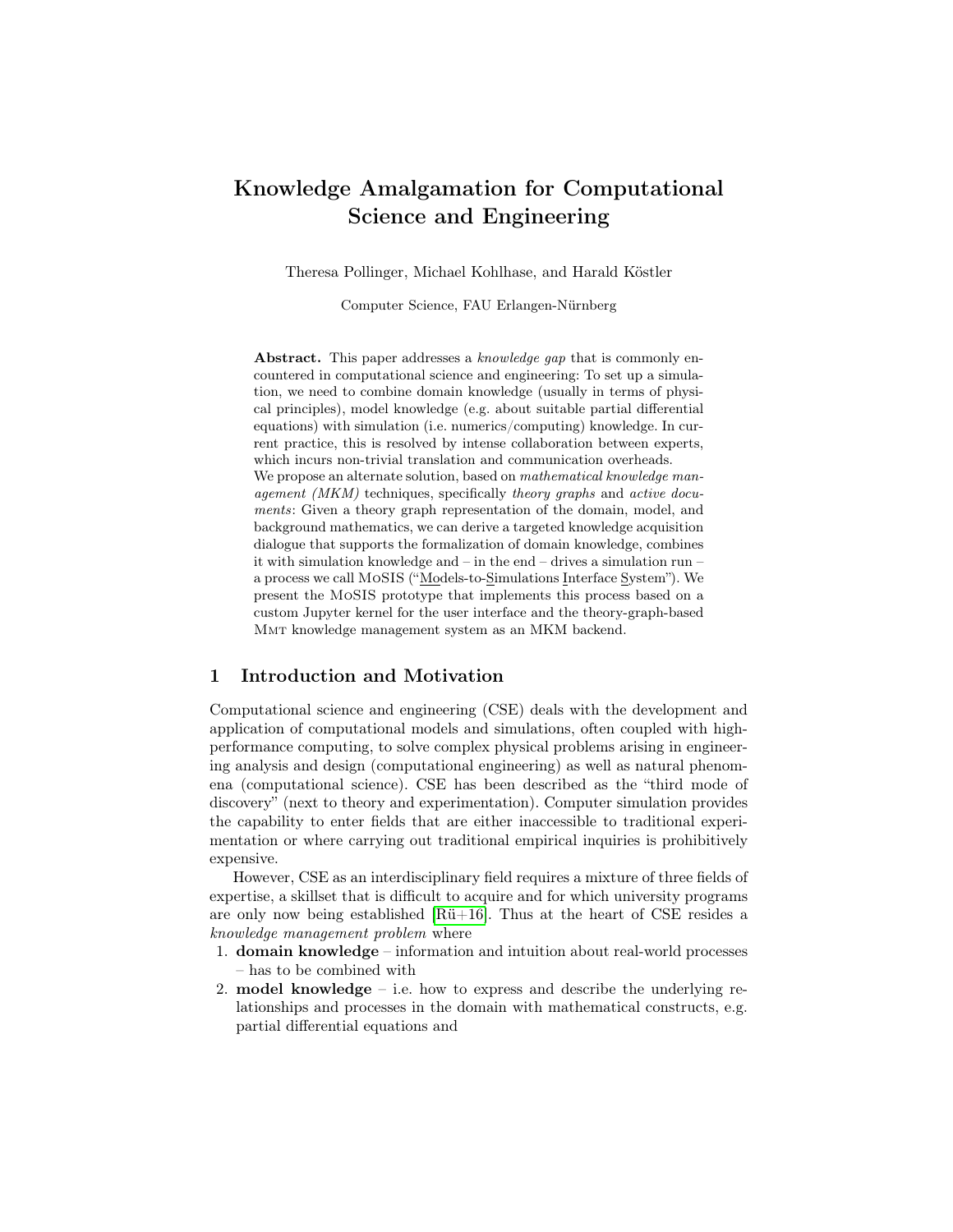# Knowledge Amalgamation for Computational Science and Engineering

Theresa Pollinger, Michael Kohlhase, and Harald Köstler

Computer Science, FAU Erlangen-Nürnberg

**Abstract.** This paper addresses a *knowledge gap* that is commonly encountered in computational science and engineering: To set up a simulation, we need to combine domain knowledge (usually in terms of physical principles), model knowledge (e.g. about suitable partial differential equations) with simulation (i.e. numerics/computing) knowledge. In current practice, this is resolved by intense collaboration between experts, which incurs non-trivial translation and communication overheads.
We propose an alternate solution, based on *mathematical knowledge management (MKM)* techniques, specifically *theory graphs* and *active documents*: Given a theory graph representation of the domain, model, and background mathematics, we can derive a targeted knowledge acquisition dialogue that supports the formalization of domain knowledge, combines it with simulation knowledge and – in the end – drives a simulation run – a process we call MoSIS ("Models-to-Simulations Interface System"). We present the MoSIS prototype that implements this process based on a custom Jupyter kernel for the user interface and the theory-graph-based Mmt knowledge management system as an MKM backend.

## 1 Introduction and Motivation

Computational science and engineering (CSE) deals with the development and application of computational models and simulations, often coupled with high-performance computing, to solve complex physical problems arising in engineering analysis and design (computational engineering) as well as natural phenomena (computational science). CSE has been described as the "third mode of discovery" (next to theory and experimentation). Computer simulation provides the capability to enter fields that are either inaccessible to traditional experimentation or where carrying out traditional empirical inquiries is prohibitively expensive.

However, CSE as an interdisciplinary field requires a mixture of three fields of expertise, a skillset that is difficult to acquire and for which university programs are only now being established [Rü+16]. Thus at the heart of CSE resides a *knowledge management problem* where

1. **domain knowledge** – information and intuition about real-world processes – has to be combined with
2. **model knowledge** – i.e. how to express and describe the underlying relationships and processes in the domain with mathematical constructs, e.g. partial differential equations and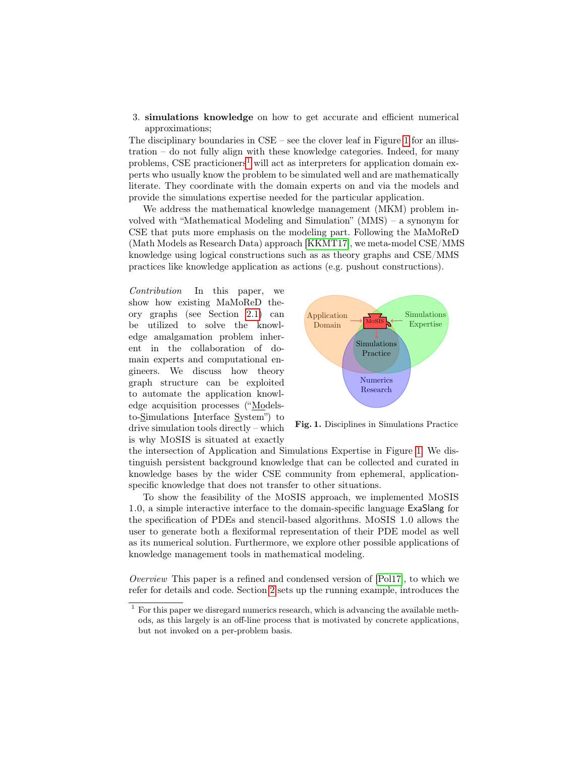3. **simulations knowledge** on how to get accurate and efficient numerical approximations;

The disciplinary boundaries in CSE – see the clover leaf in Figure 1 for an illustration – do not fully align with these knowledge categories. Indeed, for many problems, CSE practicioners[1] will act as interpreters for application domain experts who usually know the problem to be simulated well and are mathematically literate. They coordinate with the domain experts on and via the models and provide the simulations expertise needed for the particular application.

We address the mathematical knowledge management (MKM) problem involved with "Mathematical Modeling and Simulation" (MMS) – a synonym for CSE that puts more emphasis on the modeling part. Following the MaMoReD (Math Models as Research Data) approach [KKMT17], we meta-model CSE/MMS knowledge using logical constructions such as as theory graphs and CSE/MMS practices like knowledge application as actions (e.g. pushout constructions).

*Contribution* In this paper, we show how existing MaMoReD theory graphs (see Section 2.1) can be utilized to solve the knowledge amalgamation problem inherent in the collaboration of domain experts and computational engineers. We discuss how theory graph structure can be exploited to automate the application knowledge acquisition processes ("Models-to-Simulations Interface System") to drive simulation tools directly – which is why MoSIS is situated at exactly the intersection of Application and Simulations Expertise in Figure 1. We distinguish persistent background knowledge that can be collected and curated in knowledge bases by the wider CSE community from ephemeral, application-specific knowledge that does not transfer to other situations.

**Fig. 1.** Disciplines in Simulations Practice

To show the feasibility of the MoSIS approach, we implemented MoSIS 1.0, a simple interactive interface to the domain-specific language ExaSlang for the specification of PDEs and stencil-based algorithms. MoSIS 1.0 allows the user to generate both a flexiformal representation of their PDE model as well as its numerical solution. Furthermore, we explore other possible applications of knowledge management tools in mathematical modeling.

*Overview* This paper is a refined and condensed version of [Pol17], to which we refer for details and code. Section 2 sets up the running example, introduces the

[1] For this paper we disregard numerics research, which is advancing the available methods, as this largely is an off-line process that is motivated by concrete applications, but not invoked on a per-problem basis.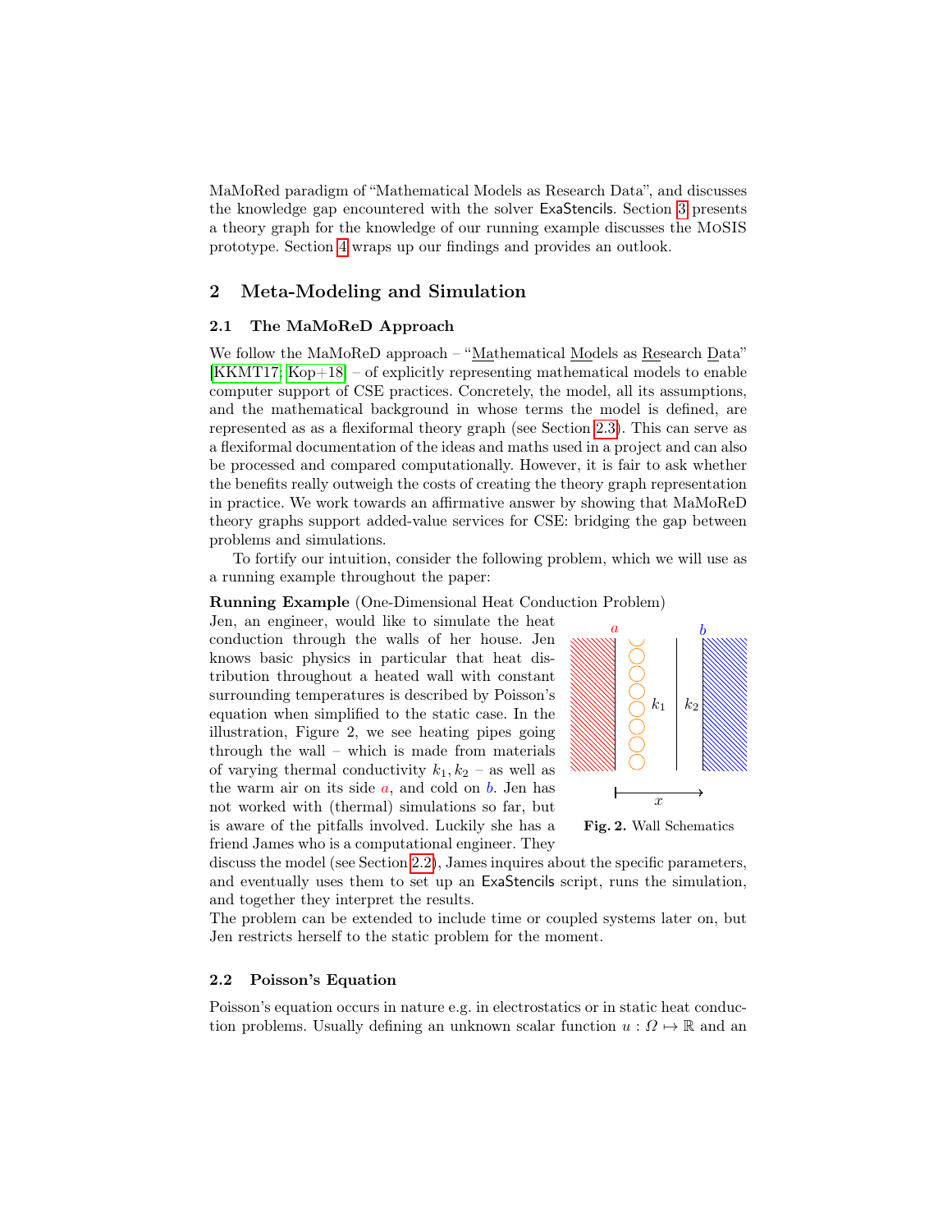MaMoRed paradigm of "Mathematical Models as Research Data", and discusses the knowledge gap encountered with the solver ExaStencils. Section 3 presents a theory graph for the knowledge of our running example discusses the MoSIS prototype. Section 4 wraps up our findings and provides an outlook.

## 2 Meta-Modeling and Simulation

### 2.1 The MaMoReD Approach

We follow the MaMoReD approach – "Mathematical Models as Research Data" [KKMT17; Kop+18] – of explicitly representing mathematical models to enable computer support of CSE practices. Concretely, the model, all its assumptions, and the mathematical background in whose terms the model is defined, are represented as as a flexiformal theory graph (see Section 2.3). This can serve as a flexiformal documentation of the ideas and maths used in a project and can also be processed and compared computationally. However, it is fair to ask whether the benefits really outweigh the costs of creating the theory graph representation in practice. We work towards an affirmative answer by showing that MaMoReD theory graphs support added-value services for CSE: bridging the gap between problems and simulations.

To fortify our intuition, consider the following problem, which we will use as a running example throughout the paper:

**Running Example** (One-Dimensional Heat Conduction Problem)
Jen, an engineer, would like to simulate the heat conduction through the walls of her house. Jen knows basic physics in particular that heat distribution throughout a heated wall with constant surrounding temperatures is described by Poisson's equation when simplified to the static case. In the illustration, Figure 2, we see heating pipes going through the wall – which is made from materials of varying thermal conductivity $k_1, k_2$ – as well as the warm air on its side $a$, and cold on $b$. Jen has not worked with (thermal) simulations so far, but is aware of the pitfalls involved. Luckily she has a friend James who is a computational engineer. They discuss the model (see Section 2.2), James inquires about the specific parameters, and eventually uses them to set up an ExaStencils script, runs the simulation, and together they interpret the results.
The problem can be extended to include time or coupled systems later on, but Jen restricts herself to the static problem for the moment.

**Fig. 2.** Wall Schematics

### 2.2 Poisson's Equation

Poisson's equation occurs in nature e.g. in electrostatics or in static heat conduction problems. Usually defining an unknown scalar function $u : \Omega \mapsto \mathbb{R}$ and an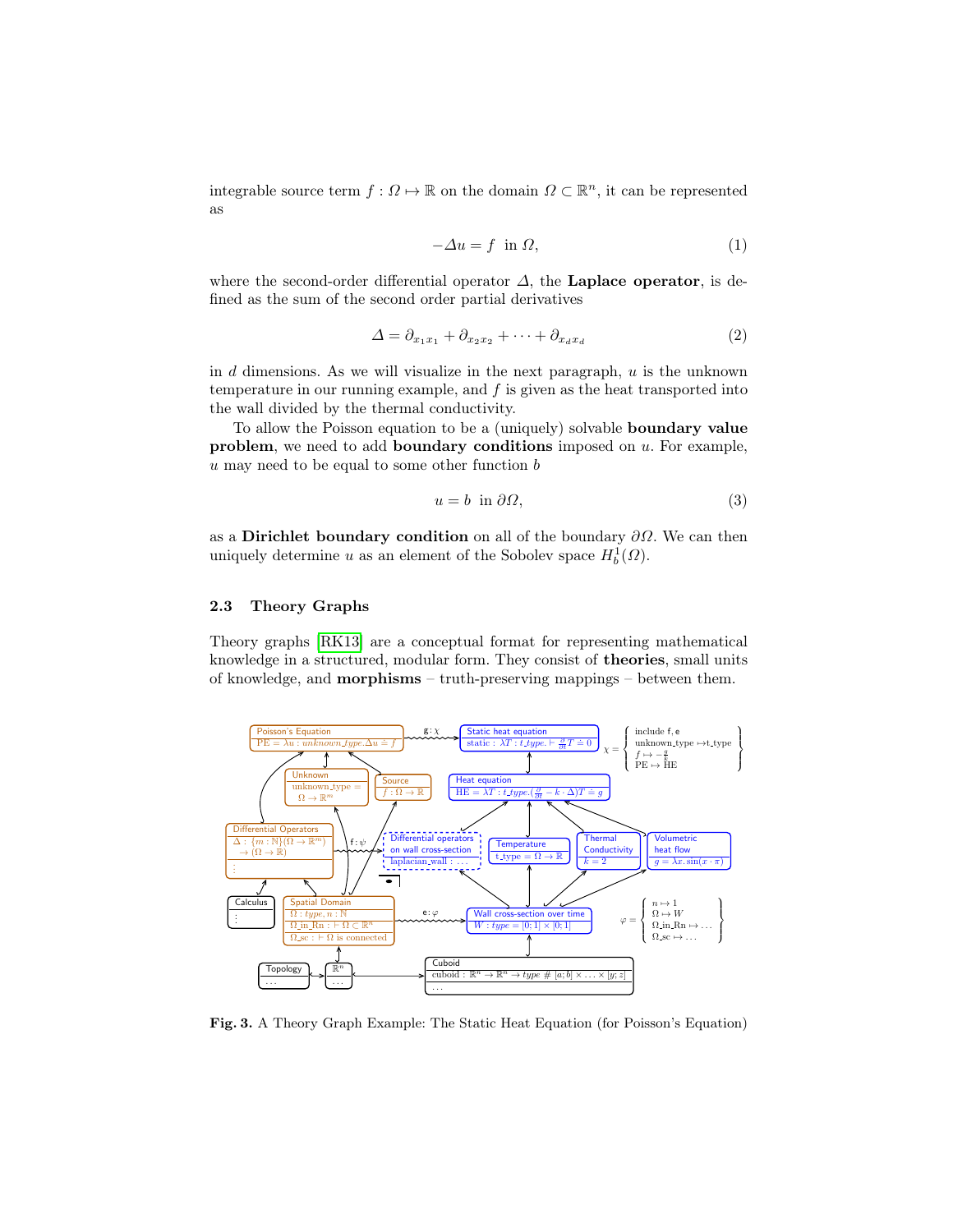integrable source term $f : \Omega \mapsto \mathbb{R}$ on the domain $\Omega \subset \mathbb{R}^n$, it can be represented as

$$-\Delta u = f \;\text{ in } \Omega, \tag{1}$$

where the second-order differential operator $\Delta$, the **Laplace operator**, is defined as the sum of the second order partial derivatives

$$\Delta = \partial_{x_1 x_1} + \partial_{x_2 x_2} + \cdots + \partial_{x_d x_d} \tag{2}$$

in $d$ dimensions. As we will visualize in the next paragraph, $u$ is the unknown temperature in our running example, and $f$ is given as the heat transported into the wall divided by the thermal conductivity.

To allow the Poisson equation to be a (uniquely) solvable **boundary value problem**, we need to add **boundary conditions** imposed on $u$. For example, $u$ may need to be equal to some other function $b$

$$u = b \;\text{ in } \partial\Omega, \tag{3}$$

as a **Dirichlet boundary condition** on all of the boundary $\partial\Omega$. We can then uniquely determine $u$ as an element of the Sobolev space $H^1_b(\Omega)$.

## 2.3 Theory Graphs

Theory graphs [RK13] are a conceptual format for representing mathematical knowledge in a structured, modular form. They consist of **theories**, small units of knowledge, and **morphisms** – truth-preserving mappings – between them.

**Fig. 3.** A Theory Graph Example: The Static Heat Equation (for Poisson's Equation)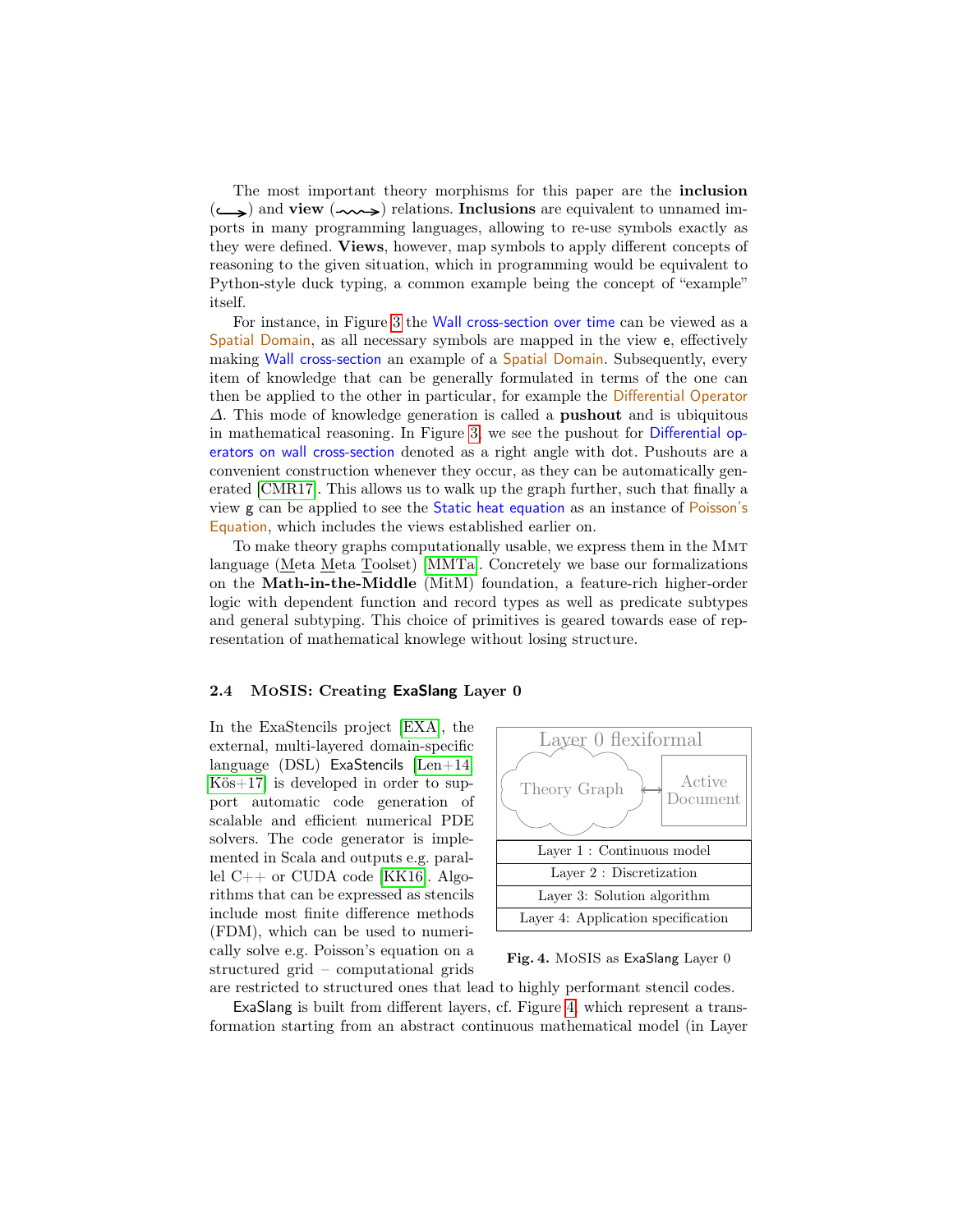The most important theory morphisms for this paper are the **inclusion** ($\hookrightarrow$) and **view** ($\rightsquigarrow$) relations. **Inclusions** are equivalent to unnamed imports in many programming languages, allowing to re-use symbols exactly as they were defined. **Views**, however, map symbols to apply different concepts of reasoning to the given situation, which in programming would be equivalent to Python-style duck typing, a common example being the concept of "example" itself.

For instance, in Figure 3 the Wall cross-section over time can be viewed as a Spatial Domain, as all necessary symbols are mapped in the view e, effectively making Wall cross-section an example of a Spatial Domain. Subsequently, every item of knowledge that can be generally formulated in terms of the one can then be applied to the other in particular, for example the Differential Operator $\Delta$. This mode of knowledge generation is called a **pushout** and is ubiquitous in mathematical reasoning. In Figure 3, we see the pushout for Differential operators on wall cross-section denoted as a right angle with dot. Pushouts are a convenient construction whenever they occur, as they can be automatically generated [CMR17]. This allows us to walk up the graph further, such that finally a view g can be applied to see the Static heat equation as an instance of Poisson's Equation, which includes the views established earlier on.

To make theory graphs computationally usable, we express them in the MMT language (Meta Meta Toolset) [MMTa]. Concretely we base our formalizations on the **Math-in-the-Middle** (MitM) foundation, a feature-rich higher-order logic with dependent function and record types as well as predicate subtypes and general subtyping. This choice of primitives is geared towards ease of representation of mathematical knowlege without losing structure.

### 2.4 MoSIS: Creating ExaSlang Layer 0

In the ExaStencils project [EXA], the external, multi-layered domain-specific language (DSL) ExaStencils [Len+14; Kös+17] is developed in order to support automatic code generation of scalable and efficient numerical PDE solvers. The code generator is implemented in Scala and outputs e.g. parallel C++ or CUDA code [KK16]. Algorithms that can be expressed as stencils include most finite difference methods (FDM), which can be used to numerically solve e.g. Poisson's equation on a structured grid – computational grids are restricted to structured ones that lead to highly performant stencil codes.

| Layer 0 flexiformal: Theory Graph $\leftrightarrow$ Active Document |
|---|
| Layer 1 : Continuous model |
| Layer 2 : Discretization |
| Layer 3: Solution algorithm |
| Layer 4: Application specification |

**Fig. 4.** MoSIS as ExaSlang Layer 0

ExaSlang is built from different layers, cf. Figure 4, which represent a transformation starting from an abstract continuous mathematical model (in Layer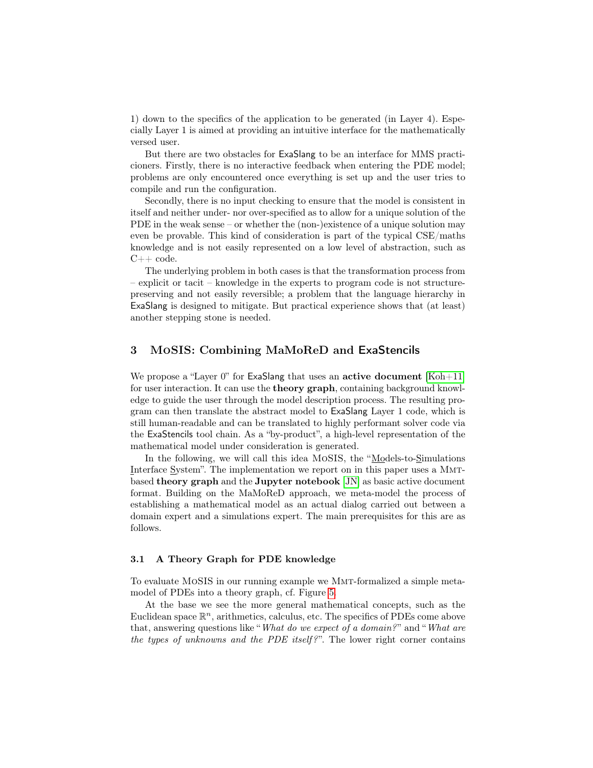1) down to the specifics of the application to be generated (in Layer 4). Especially Layer 1 is aimed at providing an intuitive interface for the mathematically versed user.

But there are two obstacles for ExaSlang to be an interface for MMS practicioners. Firstly, there is no interactive feedback when entering the PDE model; problems are only encountered once everything is set up and the user tries to compile and run the configuration.

Secondly, there is no input checking to ensure that the model is consistent in itself and neither under- nor over-specified as to allow for a unique solution of the PDE in the weak sense – or whether the (non-)existence of a unique solution may even be provable. This kind of consideration is part of the typical CSE/maths knowledge and is not easily represented on a low level of abstraction, such as C++ code.

The underlying problem in both cases is that the transformation process from – explicit or tacit – knowledge in the experts to program code is not structure-preserving and not easily reversible; a problem that the language hierarchy in ExaSlang is designed to mitigate. But practical experience shows that (at least) another stepping stone is needed.

## 3 MoSIS: Combining MaMoReD and ExaStencils

We propose a "Layer 0" for ExaSlang that uses an **active document** [Koh+11] for user interaction. It can use the **theory graph**, containing background knowledge to guide the user through the model description process. The resulting program can then translate the abstract model to ExaSlang Layer 1 code, which is still human-readable and can be translated to highly performant solver code via the ExaStencils tool chain. As a "by-product", a high-level representation of the mathematical model under consideration is generated.

In the following, we will call this idea MoSIS, the "Models-to-Simulations Interface System". The implementation we report on in this paper uses a MMT-based **theory graph** and the **Jupyter notebook** [JN] as basic active document format. Building on the MaMoReD approach, we meta-model the process of establishing a mathematical model as an actual dialog carried out between a domain expert and a simulations expert. The main prerequisites for this are as follows.

### 3.1 A Theory Graph for PDE knowledge

To evaluate MoSIS in our running example we MMT-formalized a simple meta-model of PDEs into a theory graph, cf. Figure 5.

At the base we see the more general mathematical concepts, such as the Euclidean space $\mathbb{R}^n$, arithmetics, calculus, etc. The specifics of PDEs come above that, answering questions like "*What do we expect of a domain?*" and "*What are the types of unknowns and the PDE itself?*". The lower right corner contains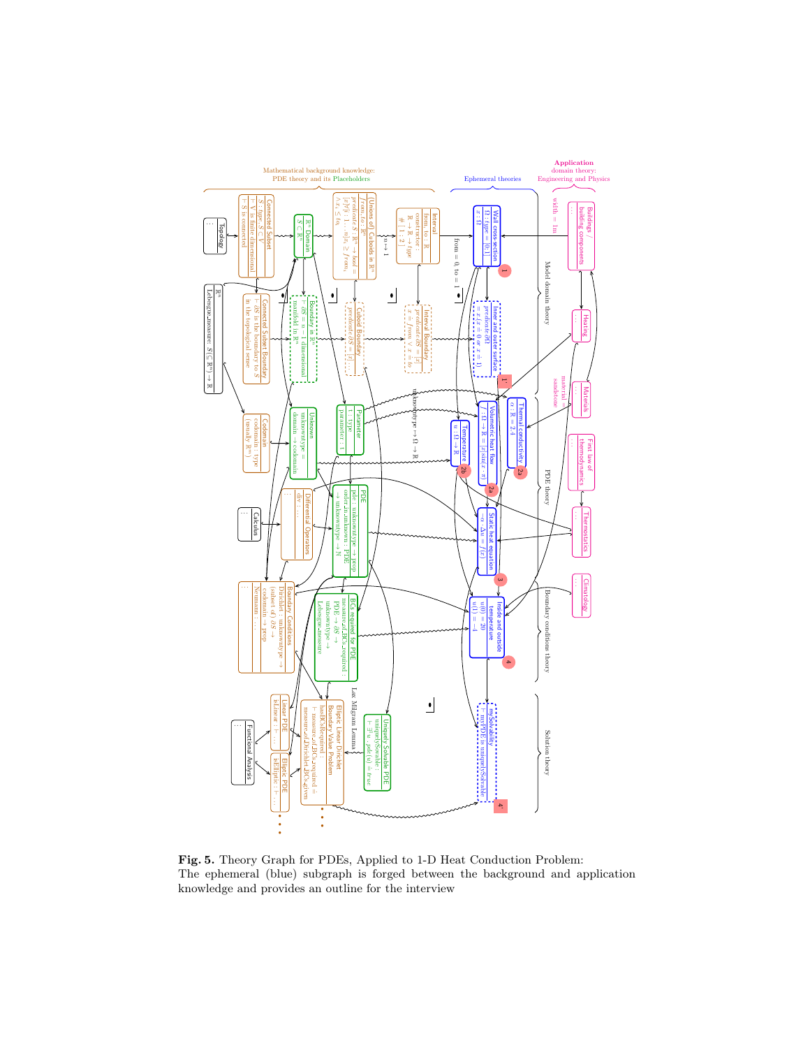**Fig. 5.** Theory Graph for PDEs, Applied to 1-D Heat Conduction Problem: The ephemeral (blue) subgraph is forged between the background and application knowledge and provides an outline for the interview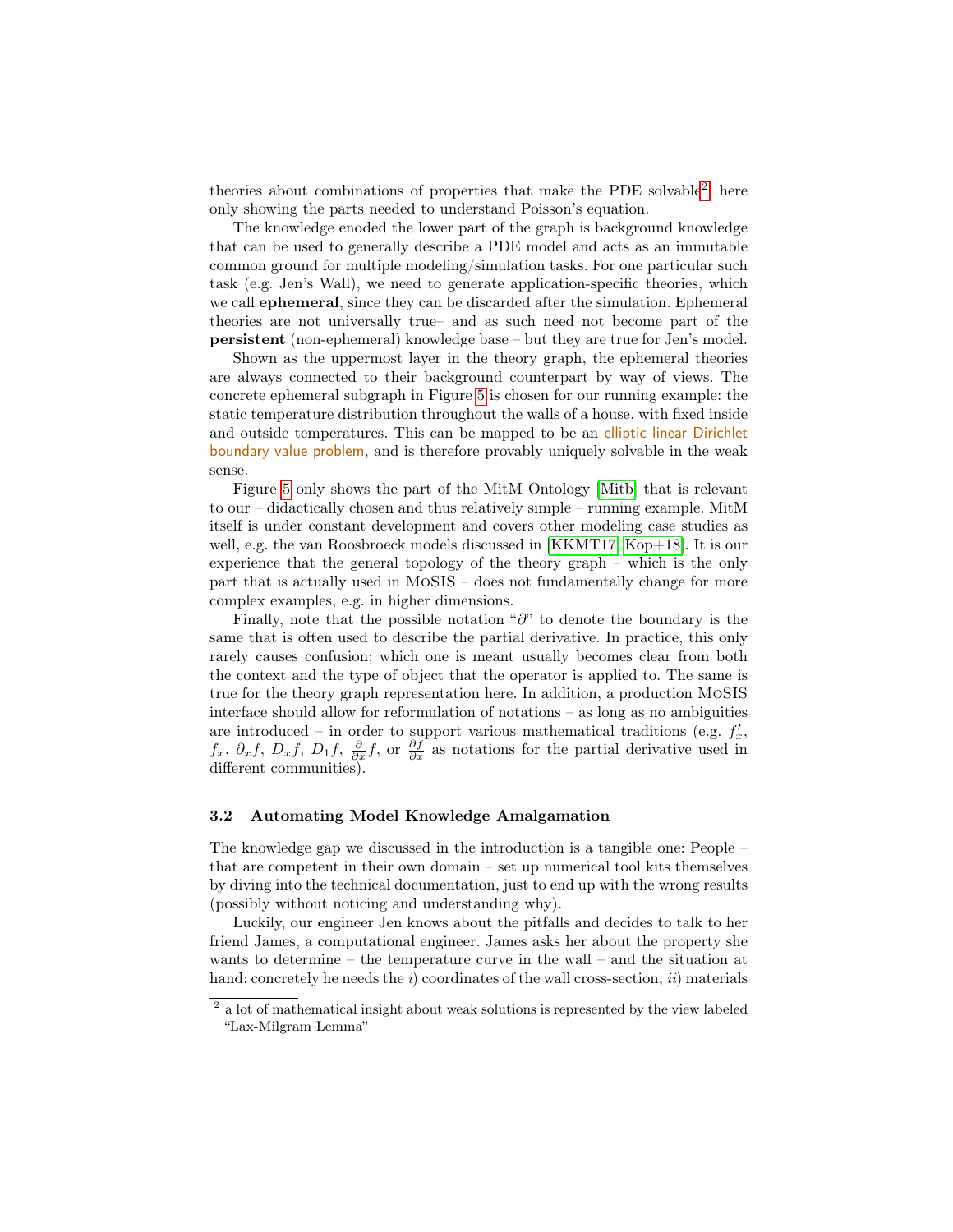theories about combinations of properties that make the PDE solvable[2], here only showing the parts needed to understand Poisson's equation.

The knowledge enoded the lower part of the graph is background knowledge that can be used to generally describe a PDE model and acts as an immutable common ground for multiple modeling/simulation tasks. For one particular such task (e.g. Jen's Wall), we need to generate application-specific theories, which we call **ephemeral**, since they can be discarded after the simulation. Ephemeral theories are not universally true– and as such need not become part of the **persistent** (non-ephemeral) knowledge base – but they are true for Jen's model.

Shown as the uppermost layer in the theory graph, the ephemeral theories are always connected to their background counterpart by way of views. The concrete ephemeral subgraph in Figure 5 is chosen for our running example: the static temperature distribution throughout the walls of a house, with fixed inside and outside temperatures. This can be mapped to be an elliptic linear Dirichlet boundary value problem, and is therefore provably uniquely solvable in the weak sense.

Figure 5 only shows the part of the MitM Ontology [Mitb] that is relevant to our – didactically chosen and thus relatively simple – running example. MitM itself is under constant development and covers other modeling case studies as well, e.g. the van Roosbroeck models discussed in [KKMT17; Kop+18]. It is our experience that the general topology of the theory graph – which is the only part that is actually used in MoSIS – does not fundamentally change for more complex examples, e.g. in higher dimensions.

Finally, note that the possible notation "$\partial$" to denote the boundary is the same that is often used to describe the partial derivative. In practice, this only rarely causes confusion; which one is meant usually becomes clear from both the context and the type of object that the operator is applied to. The same is true for the theory graph representation here. In addition, a production MoSIS interface should allow for reformulation of notations – as long as no ambiguities are introduced – in order to support various mathematical traditions (e.g. $f'_x$, $f_x$, $\partial_x f$, $D_x f$, $D_1 f$, $\frac{\partial}{\partial x} f$, or $\frac{\partial f}{\partial x}$ as notations for the partial derivative used in different communities).

### 3.2 Automating Model Knowledge Amalgamation

The knowledge gap we discussed in the introduction is a tangible one: People – that are competent in their own domain – set up numerical tool kits themselves by diving into the technical documentation, just to end up with the wrong results (possibly without noticing and understanding why).

Luckily, our engineer Jen knows about the pitfalls and decides to talk to her friend James, a computational engineer. James asks her about the property she wants to determine – the temperature curve in the wall – and the situation at hand: concretely he needs the *i)* coordinates of the wall cross-section, *ii)* materials

[2] a lot of mathematical insight about weak solutions is represented by the view labeled "Lax-Milgram Lemma"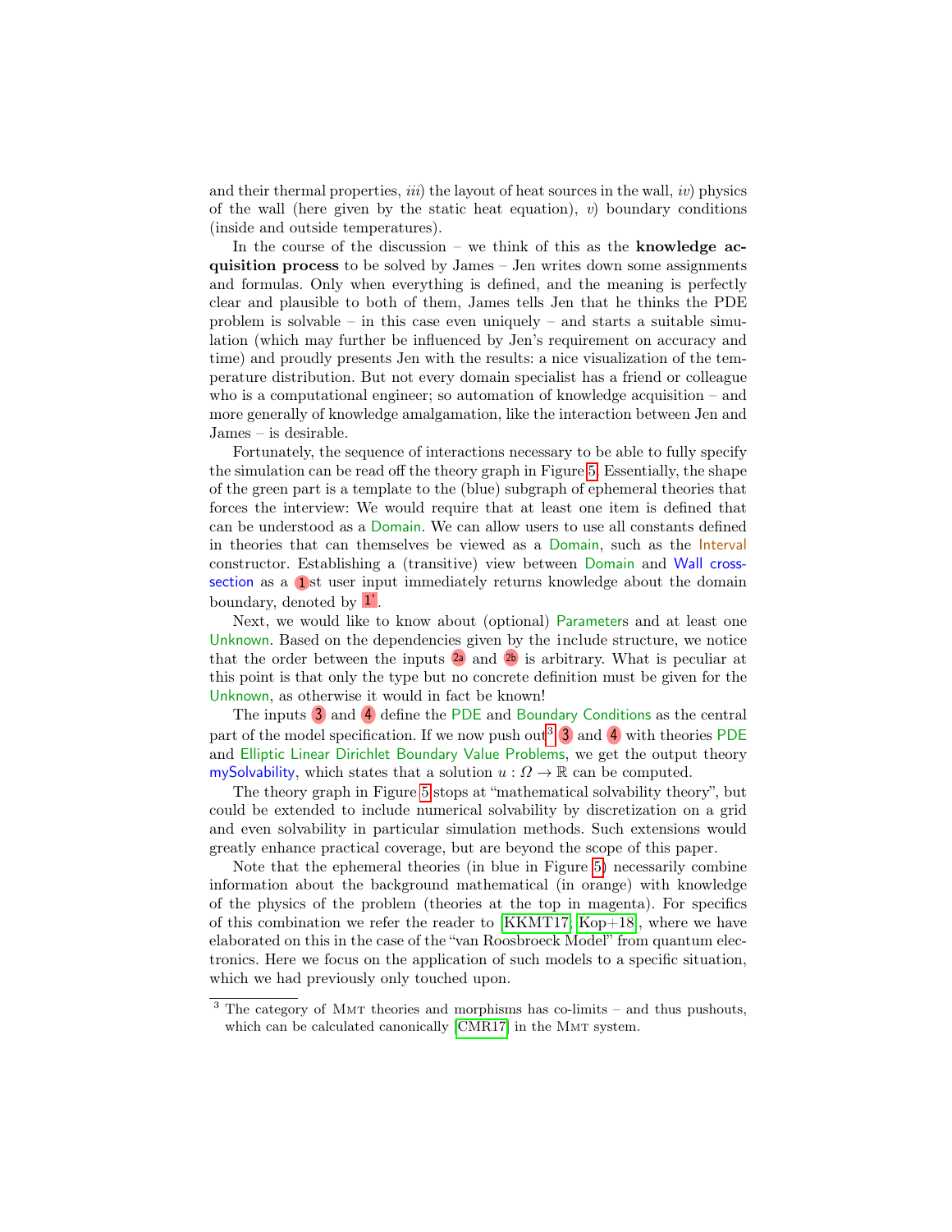and their thermal properties, *iii*) the layout of heat sources in the wall, *iv*) physics of the wall (here given by the static heat equation), *v*) boundary conditions (inside and outside temperatures).

In the course of the discussion – we think of this as the **knowledge acquisition process** to be solved by James – Jen writes down some assignments and formulas. Only when everything is defined, and the meaning is perfectly clear and plausible to both of them, James tells Jen that he thinks the PDE problem is solvable – in this case even uniquely – and starts a suitable simulation (which may further be influenced by Jen's requirement on accuracy and time) and proudly presents Jen with the results: a nice visualization of the temperature distribution. But not every domain specialist has a friend or colleague who is a computational engineer; so automation of knowledge acquisition – and more generally of knowledge amalgamation, like the interaction between Jen and James – is desirable.

Fortunately, the sequence of interactions necessary to be able to fully specify the simulation can be read off the theory graph in Figure 5. Essentially, the shape of the green part is a template to the (blue) subgraph of ephemeral theories that forces the interview: We would require that at least one item is defined that can be understood as a Domain. We can allow users to use all constants defined in theories that can themselves be viewed as a Domain, such as the Interval constructor. Establishing a (transitive) view between Domain and Wall cross-section as a 1st user input immediately returns knowledge about the domain boundary, denoted by 1'.

Next, we would like to know about (optional) Parameters and at least one Unknown. Based on the dependencies given by the include structure, we notice that the order between the inputs 2a and 2b is arbitrary. What is peculiar at this point is that only the type but no concrete definition must be given for the Unknown, as otherwise it would in fact be known!

The inputs 3 and 4 define the PDE and Boundary Conditions as the central part of the model specification. If we now push out[3] 3 and 4 with theories PDE and Elliptic Linear Dirichlet Boundary Value Problems, we get the output theory mySolvability, which states that a solution $u : \Omega \to \mathbb{R}$ can be computed.

The theory graph in Figure 5 stops at "mathematical solvability theory", but could be extended to include numerical solvability by discretization on a grid and even solvability in particular simulation methods. Such extensions would greatly enhance practical coverage, but are beyond the scope of this paper.

Note that the ephemeral theories (in blue in Figure 5) necessarily combine information about the background mathematical (in orange) with knowledge of the physics of the problem (theories at the top in magenta). For specifics of this combination we refer the reader to [KKMT17; Kop+18], where we have elaborated on this in the case of the "van Roosbroeck Model" from quantum electronics. Here we focus on the application of such models to a specific situation, which we had previously only touched upon.

---

[3] The category of MMT theories and morphisms has co-limits – and thus pushouts, which can be calculated canonically [CMR17] in the MMT system.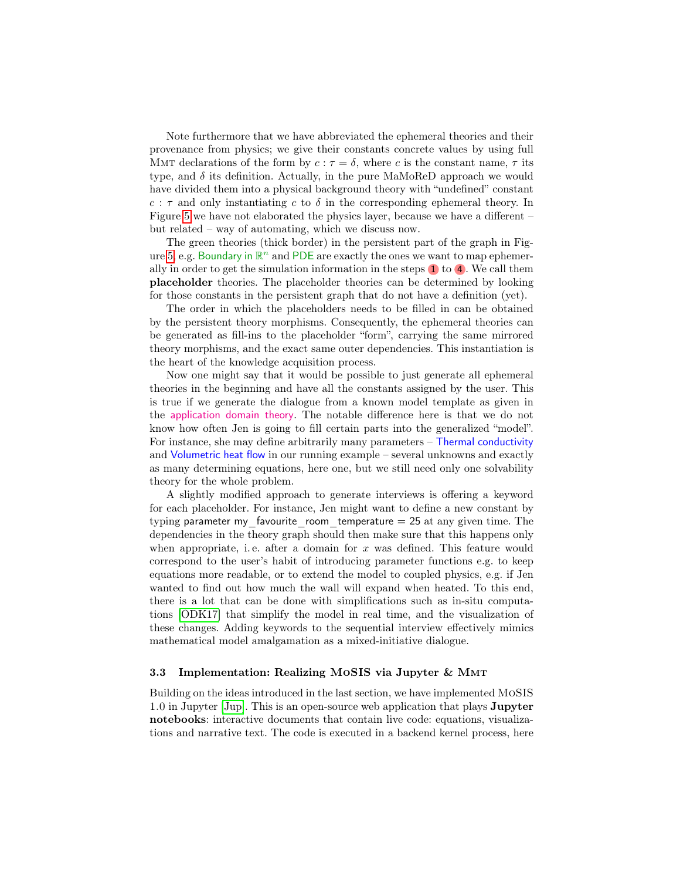Note furthermore that we have abbreviated the ephemeral theories and their provenance from physics; we give their constants concrete values by using full MMT declarations of the form by $c : \tau = \delta$, where $c$ is the constant name, $\tau$ its type, and $\delta$ its definition. Actually, in the pure MaMoReD approach we would have divided them into a physical background theory with "undefined" constant $c : \tau$ and only instantiating $c$ to $\delta$ in the corresponding ephemeral theory. In Figure 5 we have not elaborated the physics layer, because we have a different – but related – way of automating, which we discuss now.

The green theories (thick border) in the persistent part of the graph in Figure 5, e.g. Boundary in $\mathbb{R}^n$ and PDE are exactly the ones we want to map ephemerally in order to get the simulation information in the steps 1 to 4. We call them **placeholder** theories. The placeholder theories can be determined by looking for those constants in the persistent graph that do not have a definition (yet).

The order in which the placeholders needs to be filled in can be obtained by the persistent theory morphisms. Consequently, the ephemeral theories can be generated as fill-ins to the placeholder "form", carrying the same mirrored theory morphisms, and the exact same outer dependencies. This instantiation is the heart of the knowledge acquisition process.

Now one might say that it would be possible to just generate all ephemeral theories in the beginning and have all the constants assigned by the user. This is true if we generate the dialogue from a known model template as given in the application domain theory. The notable difference here is that we do not know how often Jen is going to fill certain parts into the generalized "model". For instance, she may define arbitrarily many parameters – Thermal conductivity and Volumetric heat flow in our running example – several unknowns and exactly as many determining equations, here one, but we still need only one solvability theory for the whole problem.

A slightly modified approach to generate interviews is offering a keyword for each placeholder. For instance, Jen might want to define a new constant by typing `parameter my_favourite_room_temperature = 25` at any given time. The dependencies in the theory graph should then make sure that this happens only when appropriate, i.e. after a domain for $x$ was defined. This feature would correspond to the user's habit of introducing parameter functions e.g. to keep equations more readable, or to extend the model to coupled physics, e.g. if Jen wanted to find out how much the wall will expand when heated. To this end, there is a lot that can be done with simplifications such as in-situ computations [ODK17] that simplify the model in real time, and the visualization of these changes. Adding keywords to the sequential interview effectively mimics mathematical model amalgamation as a mixed-initiative dialogue.

### 3.3 Implementation: Realizing MoSIS via Jupyter & MMT

Building on the ideas introduced in the last section, we have implemented MoSIS 1.0 in Jupyter [Jup]. This is an open-source web application that plays **Jupyter notebooks**: interactive documents that contain live code: equations, visualizations and narrative text. The code is executed in a backend kernel process, here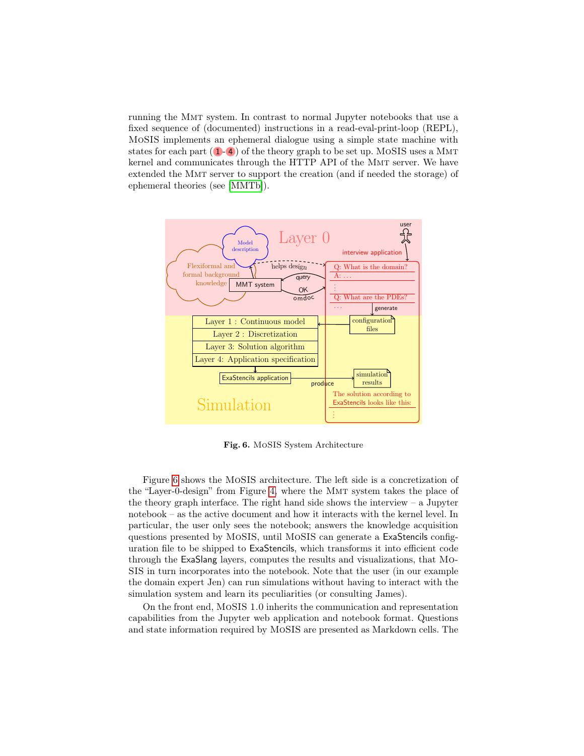running the MMT system. In contrast to normal Jupyter notebooks that use a fixed sequence of (documented) instructions in a read-eval-print-loop (REPL), MoSIS implements an ephemeral dialogue using a simple state machine with states for each part (1-4) of the theory graph to be set up. MoSIS uses a MMT kernel and communicates through the HTTP API of the MMT server. We have extended the MMT server to support the creation (and if needed the storage) of ephemeral theories (see [MMTb]).

**Fig. 6.** MoSIS System Architecture

Figure 6 shows the MoSIS architecture. The left side is a concretization of the "Layer-0-design" from Figure 4, where the MMT system takes the place of the theory graph interface. The right hand side shows the interview – a Jupyter notebook – as the active document and how it interacts with the kernel level. In particular, the user only sees the notebook; answers the knowledge acquisition questions presented by MoSIS, until MoSIS can generate a ExaStencils configuration file to be shipped to ExaStencils, which transforms it into efficient code through the ExaSlang layers, computes the results and visualizations, that MoSIS in turn incorporates into the notebook. Note that the user (in our example the domain expert Jen) can run simulations without having to interact with the simulation system and learn its peculiarities (or consulting James).

On the front end, MoSIS 1.0 inherits the communication and representation capabilities from the Jupyter web application and notebook format. Questions and state information required by MoSIS are presented as Markdown cells. The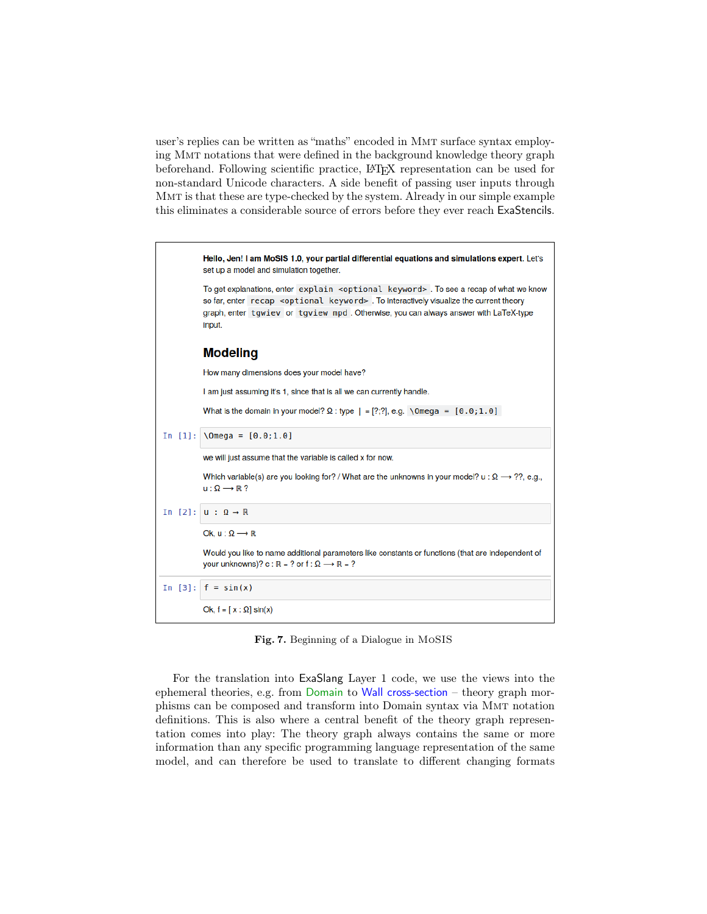user's replies can be written as "maths" encoded in MMT surface syntax employing MMT notations that were defined in the background knowledge theory graph beforehand. Following scientific practice, LaTeX representation can be used for non-standard Unicode characters. A side benefit of passing user inputs through MMT is that these are type-checked by the system. Already in our simple example this eliminates a considerable source of errors before they ever reach ExaStencils.

**Hello, Jen! I am MoSIS 1.0, your partial differential equations and simulations expert.** Let's set up a model and simulation together.

To get explanations, enter `explain <optional keyword>`. To see a recap of what we know so far, enter `recap <optional keyword>`. To interactively visualize the current theory graph, enter `tgwiev` or `tgview mpd`. Otherwise, you can always answer with LaTeX-type input.

## Modeling

How many dimensions does your model have?

I am just assuming it's 1, since that is all we can currently handle.

What is the domain in your model? Ω : type | = [?;?], e.g. `\Omega = [0.0;1.0]`

```
In [1]: \Omega = [0.0;1.0]
```

we will just assume that the variable is called x for now.

Which variable(s) are you looking for? / What are the unknowns in your model? u : Ω ⟶ ??, e.g., u : Ω ⟶ ℝ ?

```
In [2]: u : Ω → ℝ
```

Ok, u : Ω ⟶ ℝ

Would you like to name additional parameters like constants or functions (that are independent of your unknowns)? c : ℝ = ? or f : Ω ⟶ ℝ = ?

```
In [3]: f = sin(x)
```

Ok, f = [ x : Ω] sin(x)

**Fig. 7.** Beginning of a Dialogue in MoSIS

For the translation into ExaSlang Layer 1 code, we use the views into the ephemeral theories, e.g. from Domain to Wall cross-section – theory graph morphisms can be composed and transform into Domain syntax via MMT notation definitions. This is also where a central benefit of the theory graph representation comes into play: The theory graph always contains the same or more information than any specific programming language representation of the same model, and can therefore be used to translate to different changing formats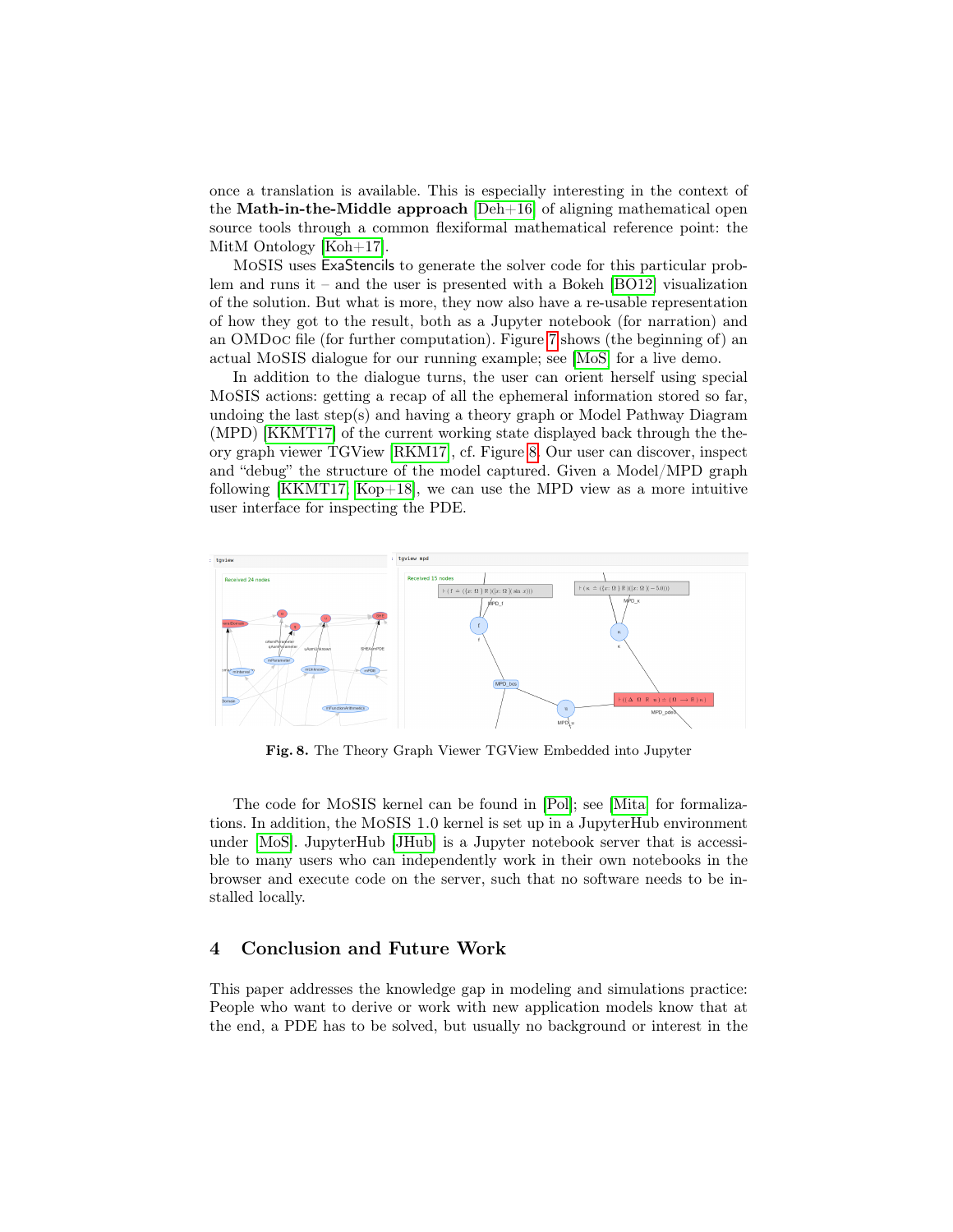once a translation is available. This is especially interesting in the context of the **Math-in-the-Middle approach** [Deh+16] of aligning mathematical open source tools through a common flexiformal mathematical reference point: the MitM Ontology [Koh+17].

MoSIS uses ExaStencils to generate the solver code for this particular problem and runs it – and the user is presented with a Bokeh [BO12] visualization of the solution. But what is more, they now also have a re-usable representation of how they got to the result, both as a Jupyter notebook (for narration) and an OMDoc file (for further computation). Figure 7 shows (the beginning of) an actual MoSIS dialogue for our running example; see [MoS] for a live demo.

In addition to the dialogue turns, the user can orient herself using special MoSIS actions: getting a recap of all the ephemeral information stored so far, undoing the last step(s) and having a theory graph or Model Pathway Diagram (MPD) [KKMT17] of the current working state displayed back through the theory graph viewer TGView [RKM17], cf. Figure 8. Our user can discover, inspect and "debug" the structure of the model captured. Given a Model/MPD graph following [KKMT17, Kop+18], we can use the MPD view as a more intuitive user interface for inspecting the PDE.

**Fig. 8.** The Theory Graph Viewer TGView Embedded into Jupyter

The code for MoSIS kernel can be found in [Pol]; see [Mita] for formalizations. In addition, the MoSIS 1.0 kernel is set up in a JupyterHub environment under [MoS]. JupyterHub [JHub] is a Jupyter notebook server that is accessible to many users who can independently work in their own notebooks in the browser and execute code on the server, such that no software needs to be installed locally.

## 4 Conclusion and Future Work

This paper addresses the knowledge gap in modeling and simulations practice: People who want to derive or work with new application models know that at the end, a PDE has to be solved, but usually no background or interest in the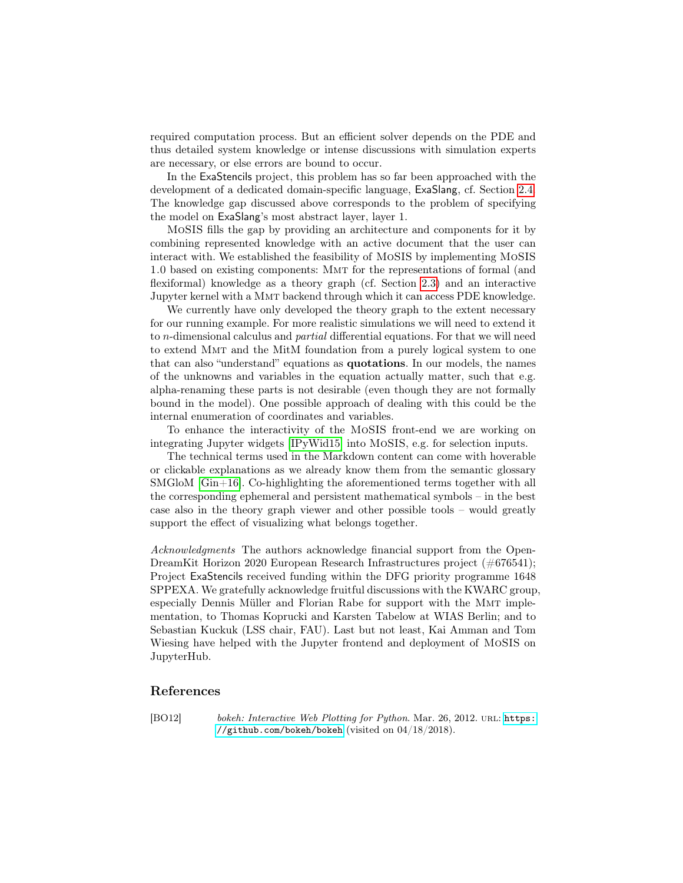required computation process. But an efficient solver depends on the PDE and thus detailed system knowledge or intense discussions with simulation experts are necessary, or else errors are bound to occur.

In the ExaStencils project, this problem has so far been approached with the development of a dedicated domain-specific language, ExaSlang, cf. Section 2.4. The knowledge gap discussed above corresponds to the problem of specifying the model on ExaSlang's most abstract layer, layer 1.

MoSIS fills the gap by providing an architecture and components for it by combining represented knowledge with an active document that the user can interact with. We established the feasibility of MoSIS by implementing MoSIS 1.0 based on existing components: Mmt for the representations of formal (and flexiformal) knowledge as a theory graph (cf. Section 2.3) and an interactive Jupyter kernel with a Mmt backend through which it can access PDE knowledge.

We currently have only developed the theory graph to the extent necessary for our running example. For more realistic simulations we will need to extend it to $n$-dimensional calculus and *partial* differential equations. For that we will need to extend Mmt and the MitM foundation from a purely logical system to one that can also "understand" equations as **quotations**. In our models, the names of the unknowns and variables in the equation actually matter, such that e.g. alpha-renaming these parts is not desirable (even though they are not formally bound in the model). One possible approach of dealing with this could be the internal enumeration of coordinates and variables.

To enhance the interactivity of the MoSIS front-end we are working on integrating Jupyter widgets [IPyWid15] into MoSIS, e.g. for selection inputs.

The technical terms used in the Markdown content can come with hoverable or clickable explanations as we already know them from the semantic glossary SMGloM [Gin+16]. Co-highlighting the aforementioned terms together with all the corresponding ephemeral and persistent mathematical symbols – in the best case also in the theory graph viewer and other possible tools – would greatly support the effect of visualizing what belongs together.

*Acknowledgments* The authors acknowledge financial support from the OpenDreamKit Horizon 2020 European Research Infrastructures project (#676541); Project ExaStencils received funding within the DFG priority programme 1648 SPPEXA. We gratefully acknowledge fruitful discussions with the KWARC group, especially Dennis Müller and Florian Rabe for support with the Mmt implementation, to Thomas Koprucki and Karsten Tabelow at WIAS Berlin; and to Sebastian Kuckuk (LSS chair, FAU). Last but not least, Kai Amman and Tom Wiesing have helped with the Jupyter frontend and deployment of MoSIS on JupyterHub.

## References

[BO12] *bokeh: Interactive Web Plotting for Python*. Mar. 26, 2012. URL: https://github.com/bokeh/bokeh (visited on 04/18/2018).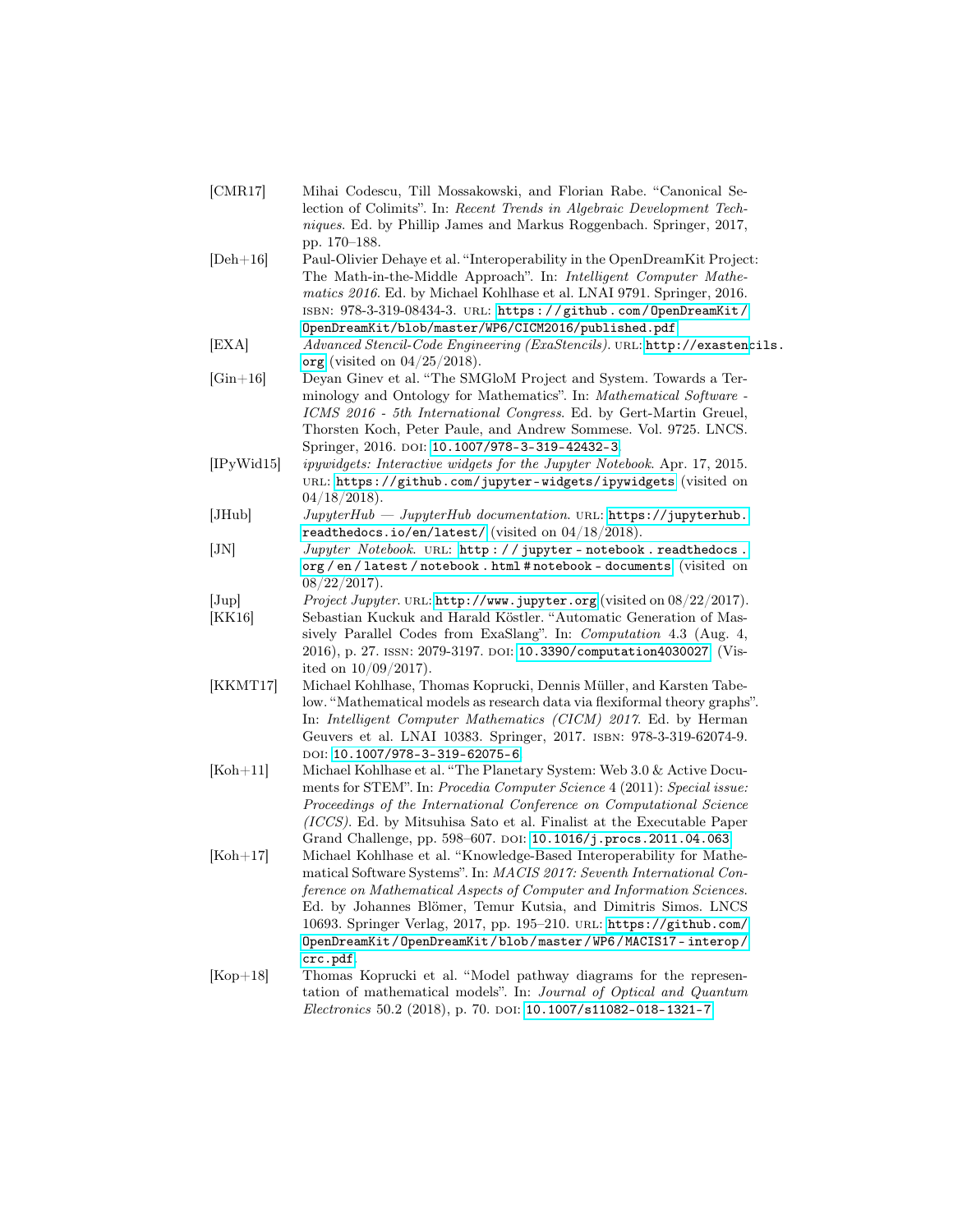[CMR17] Mihai Codescu, Till Mossakowski, and Florian Rabe. "Canonical Selection of Colimits". In: *Recent Trends in Algebraic Development Techniques*. Ed. by Phillip James and Markus Roggenbach. Springer, 2017, pp. 170–188.

[Deh+16] Paul-Olivier Dehaye et al. "Interoperability in the OpenDreamKit Project: The Math-in-the-Middle Approach". In: *Intelligent Computer Mathematics 2016*. Ed. by Michael Kohlhase et al. LNAI 9791. Springer, 2016. ISBN: 978-3-319-08434-3. URL: `https://github.com/OpenDreamKit/OpenDreamKit/blob/master/WP6/CICM2016/published.pdf`.

[EXA] *Advanced Stencil-Code Engineering (ExaStencils)*. URL: `http://exastencils.org` (visited on 04/25/2018).

[Gin+16] Deyan Ginev et al. "The SMGloM Project and System. Towards a Terminology and Ontology for Mathematics". In: *Mathematical Software - ICMS 2016 - 5th International Congress*. Ed. by Gert-Martin Greuel, Thorsten Koch, Peter Paule, and Andrew Sommese. Vol. 9725. LNCS. Springer, 2016. DOI: `10.1007/978-3-319-42432-3`.

[IPyWid15] *ipywidgets: Interactive widgets for the Jupyter Notebook*. Apr. 17, 2015. URL: `https://github.com/jupyter-widgets/ipywidgets` (visited on 04/18/2018).

[JHub] *JupyterHub — JupyterHub documentation*. URL: `https://jupyterhub.readthedocs.io/en/latest/` (visited on 04/18/2018).

[JN] *Jupyter Notebook*. URL: `http://jupyter-notebook.readthedocs.org/en/latest/notebook.html#notebook-documents` (visited on 08/22/2017).

[Jup] *Project Jupyter*. URL: `http://www.jupyter.org` (visited on 08/22/2017).

[KK16] Sebastian Kuckuk and Harald Köstler. "Automatic Generation of Massively Parallel Codes from ExaSlang". In: *Computation* 4.3 (Aug. 4, 2016), p. 27. ISSN: 2079-3197. DOI: `10.3390/computation4030027`. (Visited on 10/09/2017).

[KKMT17] Michael Kohlhase, Thomas Koprucki, Dennis Müller, and Karsten Tabelow. "Mathematical models as research data via flexiformal theory graphs". In: *Intelligent Computer Mathematics (CICM) 2017*. Ed. by Herman Geuvers et al. LNAI 10383. Springer, 2017. ISBN: 978-3-319-62074-9. DOI: `10.1007/978-3-319-62075-6`.

[Koh+11] Michael Kohlhase et al. "The Planetary System: Web 3.0 & Active Documents for STEM". In: *Procedia Computer Science* 4 (2011): *Special issue: Proceedings of the International Conference on Computational Science (ICCS)*. Ed. by Mitsuhisa Sato et al. Finalist at the Executable Paper Grand Challenge, pp. 598–607. DOI: `10.1016/j.procs.2011.04.063`.

[Koh+17] Michael Kohlhase et al. "Knowledge-Based Interoperability for Mathematical Software Systems". In: *MACIS 2017: Seventh International Conference on Mathematical Aspects of Computer and Information Sciences*. Ed. by Johannes Blömer, Temur Kutsia, and Dimitris Simos. LNCS 10693. Springer Verlag, 2017, pp. 195–210. URL: `https://github.com/OpenDreamKit/OpenDreamKit/blob/master/WP6/MACIS17-interop/crc.pdf`.

[Kop+18] Thomas Koprucki et al. "Model pathway diagrams for the representation of mathematical models". In: *Journal of Optical and Quantum Electronics* 50.2 (2018), p. 70. DOI: `10.1007/s11082-018-1321-7`.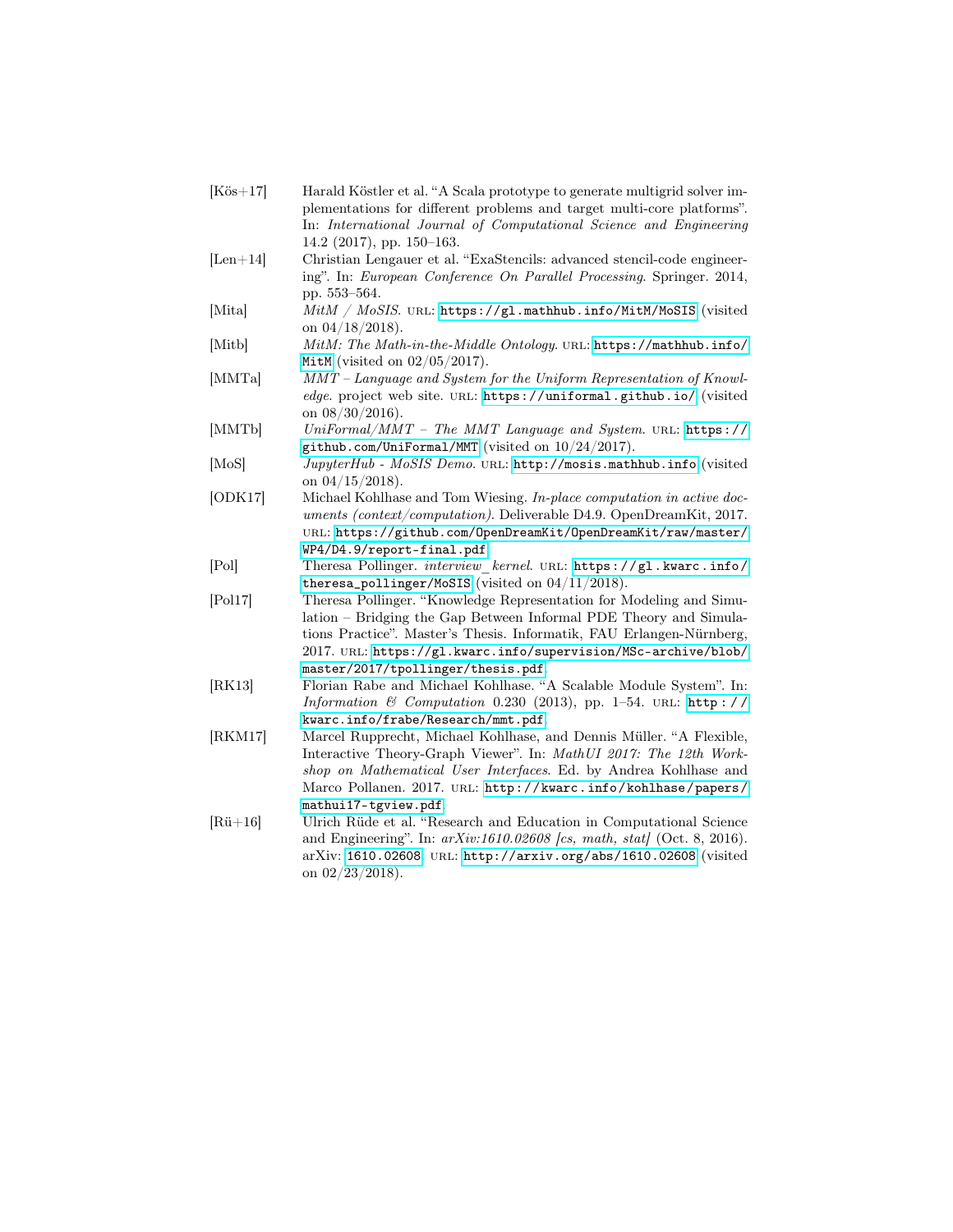[Kös+17] Harald Köstler et al. "A Scala prototype to generate multigrid solver implementations for different problems and target multi-core platforms". In: *International Journal of Computational Science and Engineering* 14.2 (2017), pp. 150–163.

[Len+14] Christian Lengauer et al. "ExaStencils: advanced stencil-code engineering". In: *European Conference On Parallel Processing*. Springer. 2014, pp. 553–564.

[Mita] *MitM / MoSIS*. URL: `https://gl.mathhub.info/MitM/MoSIS` (visited on 04/18/2018).

[Mitb] *MitM: The Math-in-the-Middle Ontology*. URL: `https://mathhub.info/MitM` (visited on 02/05/2017).

[MMTa] *MMT – Language and System for the Uniform Representation of Knowledge*. project web site. URL: `https://uniformal.github.io/` (visited on 08/30/2016).

[MMTb] *UniFormal/MMT – The MMT Language and System*. URL: `https://github.com/UniFormal/MMT` (visited on 10/24/2017).

[MoS] *JupyterHub - MoSIS Demo*. URL: `http://mosis.mathhub.info` (visited on 04/15/2018).

[ODK17] Michael Kohlhase and Tom Wiesing. *In-place computation in active documents (context/computation)*. Deliverable D4.9. OpenDreamKit, 2017. URL: `https://github.com/OpenDreamKit/OpenDreamKit/raw/master/WP4/D4.9/report-final.pdf`.

[Pol] Theresa Pollinger. *interview_kernel*. URL: `https://gl.kwarc.info/theresa_pollinger/MoSIS` (visited on 04/11/2018).

[Pol17] Theresa Pollinger. "Knowledge Representation for Modeling and Simulation – Bridging the Gap Between Informal PDE Theory and Simulations Practice". Master's Thesis. Informatik, FAU Erlangen-Nürnberg, 2017. URL: `https://gl.kwarc.info/supervision/MSc-archive/blob/master/2017/tpollinger/thesis.pdf`.

[RK13] Florian Rabe and Michael Kohlhase. "A Scalable Module System". In: *Information & Computation* 0.230 (2013), pp. 1–54. URL: `http://kwarc.info/frabe/Research/mmt.pdf`.

[RKM17] Marcel Rupprecht, Michael Kohlhase, and Dennis Müller. "A Flexible, Interactive Theory-Graph Viewer". In: *MathUI 2017: The 12th Workshop on Mathematical User Interfaces*. Ed. by Andrea Kohlhase and Marco Pollanen. 2017. URL: `http://kwarc.info/kohlhase/papers/mathui17-tgview.pdf`.

[Rü+16] Ulrich Rüde et al. "Research and Education in Computational Science and Engineering". In: *arXiv:1610.02608 [cs, math, stat]* (Oct. 8, 2016). arXiv: `1610.02608`. URL: `http://arxiv.org/abs/1610.02608` (visited on 02/23/2018).